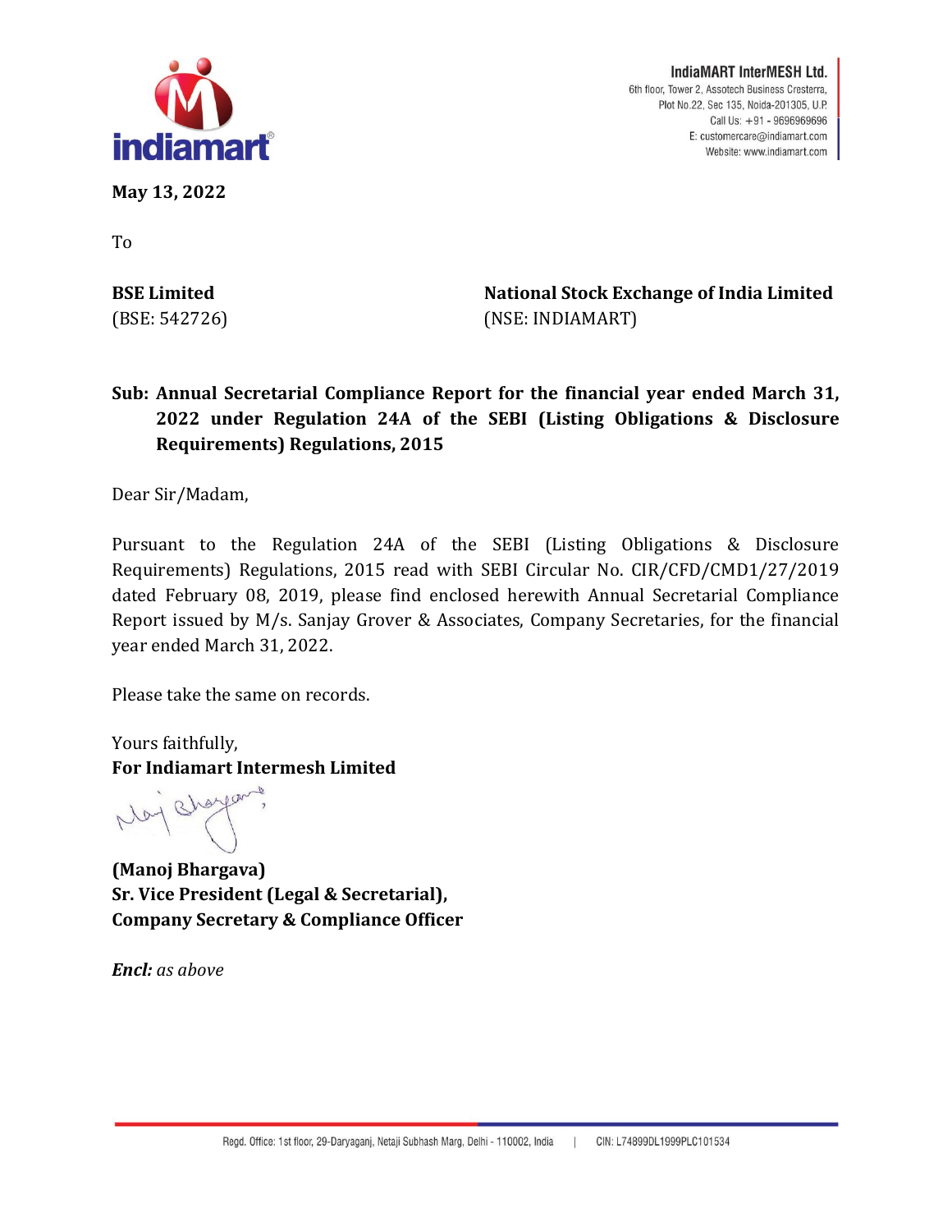IndiaMART InterMESH Ltd.
6th floor, Tower 2, Assotech Business Cresterra,
Plot No.22, Sec 135, Noida-201305, U.P.
Call Us: +91 - 9696969696
E: customercare@indiamart.com
Website: www.indiamart.com

**May 13, 2022**

To

**BSE Limited**
(BSE: 542726)

**National Stock Exchange of India Limited**
(NSE: INDIAMART)

**Sub: Annual Secretarial Compliance Report for the financial year ended March 31, 2022 under Regulation 24A of the SEBI (Listing Obligations & Disclosure Requirements) Regulations, 2015**

Dear Sir/Madam,

Pursuant to the Regulation 24A of the SEBI (Listing Obligations & Disclosure Requirements) Regulations, 2015 read with SEBI Circular No. CIR/CFD/CMD1/27/2019 dated February 08, 2019, please find enclosed herewith Annual Secretarial Compliance Report issued by M/s. Sanjay Grover & Associates, Company Secretaries, for the financial year ended March 31, 2022.

Please take the same on records.

Yours faithfully,
**For Indiamart Intermesh Limited**

**(Manoj Bhargava)**
**Sr. Vice President (Legal & Secretarial),**
**Company Secretary & Compliance Officer**

***Encl:*** *as above*

Regd. Office: 1st floor, 29-Daryaganj, Netaji Subhash Marg, Delhi - 110002, India | CIN: L74899DL1999PLC101534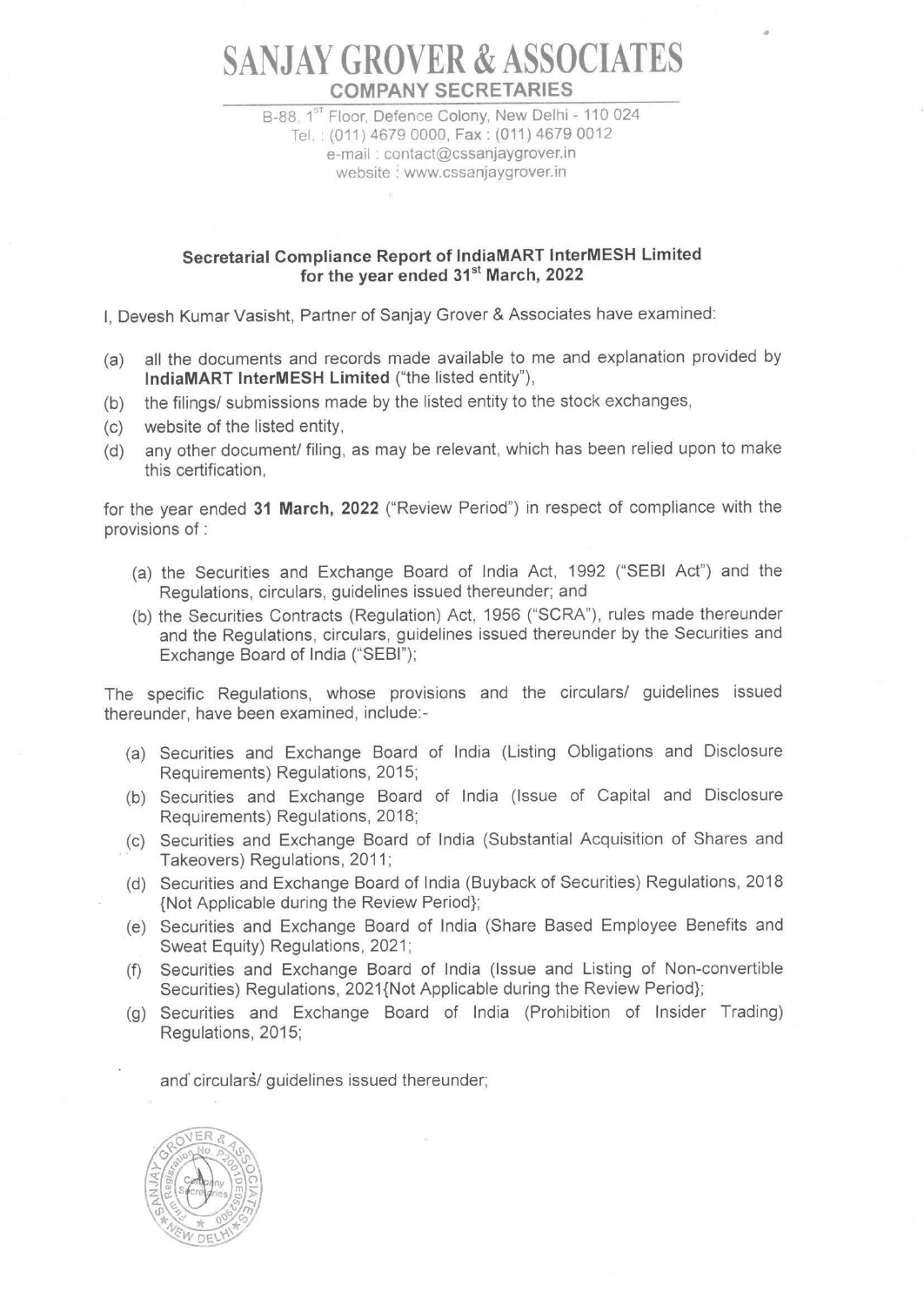# SANJAY GROVER & ASSOCIATES

**COMPANY SECRETARIES**

B-88, 1ST Floor, Defence Colony, New Delhi - 110 024
Tel. : (011) 4679 0000, Fax : (011) 4679 0012
e-mail : contact@cssanjaygrover.in
website : www.cssanjaygrover.in

## Secretarial Compliance Report of IndiaMART InterMESH Limited for the year ended 31st March, 2022

I, Devesh Kumar Vasisht, Partner of Sanjay Grover & Associates have examined:

(a) all the documents and records made available to me and explanation provided by **IndiaMART InterMESH Limited** ("the listed entity"),
(b) the filings/ submissions made by the listed entity to the stock exchanges,
(c) website of the listed entity,
(d) any other document/ filing, as may be relevant, which has been relied upon to make this certification,

for the year ended **31 March, 2022** ("Review Period") in respect of compliance with the provisions of :

(a) the Securities and Exchange Board of India Act, 1992 ("SEBI Act") and the Regulations, circulars, guidelines issued thereunder; and
(b) the Securities Contracts (Regulation) Act, 1956 ("SCRA"), rules made thereunder and the Regulations, circulars, guidelines issued thereunder by the Securities and Exchange Board of India ("SEBI");

The specific Regulations, whose provisions and the circulars/ guidelines issued thereunder, have been examined, include:-

(a) Securities and Exchange Board of India (Listing Obligations and Disclosure Requirements) Regulations, 2015;
(b) Securities and Exchange Board of India (Issue of Capital and Disclosure Requirements) Regulations, 2018;
(c) Securities and Exchange Board of India (Substantial Acquisition of Shares and Takeovers) Regulations, 2011;
(d) Securities and Exchange Board of India (Buyback of Securities) Regulations, 2018 {Not Applicable during the Review Period};
(e) Securities and Exchange Board of India (Share Based Employee Benefits and Sweat Equity) Regulations, 2021;
(f) Securities and Exchange Board of India (Issue and Listing of Non-convertible Securities) Regulations, 2021{Not Applicable during the Review Period};
(g) Securities and Exchange Board of India (Prohibition of Insider Trading) Regulations, 2015;

and circulars/ guidelines issued thereunder;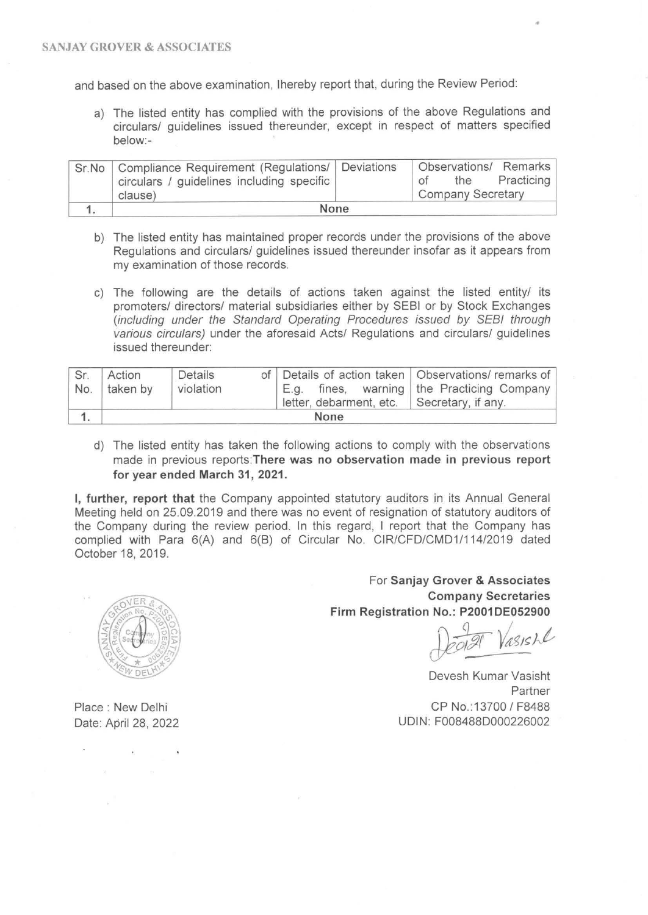and based on the above examination, Ihereby report that, during the Review Period:

a) The listed entity has complied with the provisions of the above Regulations and circulars/ guidelines issued thereunder, except in respect of matters specified below:-

| Sr.No | Compliance Requirement (Regulations/ circulars / guidelines including specific clause) | Deviations | Observations/ Remarks of the Practicing Company Secretary |
|---|---|---|---|
| 1. | None | | |

b) The listed entity has maintained proper records under the provisions of the above Regulations and circulars/ guidelines issued thereunder insofar as it appears from my examination of those records.

c) The following are the details of actions taken against the listed entity/ its promoters/ directors/ material subsidiaries either by SEBI or by Stock Exchanges *(including under the Standard Operating Procedures issued by SEBI through various circulars)* under the aforesaid Acts/ Regulations and circulars/ guidelines issued thereunder:

| Sr. No. | Action taken by | Details of violation | Details of action taken E.g. fines, warning letter, debarment, etc. | Observations/ remarks of the Practicing Company Secretary, if any. |
|---|---|---|---|---|
| 1. | None | | | |

d) The listed entity has taken the following actions to comply with the observations made in previous reports:**There was no observation made in previous report for year ended March 31, 2021.**

**I, further, report that** the Company appointed statutory auditors in its Annual General Meeting held on 25.09.2019 and there was no event of resignation of statutory auditors of the Company during the review period. In this regard, I report that the Company has complied with Para 6(A) and 6(B) of Circular No. CIR/CFD/CMD1/114/2019 dated October 18, 2019.

For **Sanjay Grover & Associates**
**Company Secretaries**
**Firm Registration No.: P2001DE052900**

Devesh Kumar Vasisht
Partner
CP No.:13700 / F8488
UDIN: F008488D000226002

Place : New Delhi
Date: April 28, 2022